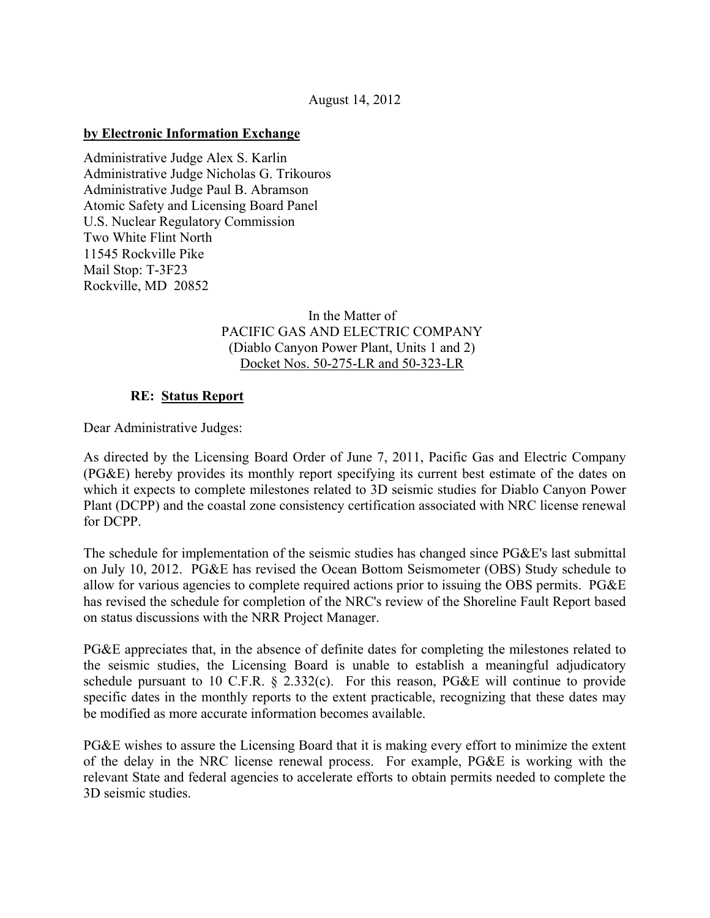August 14, 2012

**by Electronic Information Exchange**

Administrative Judge Alex S. Karlin
Administrative Judge Nicholas G. Trikouros
Administrative Judge Paul B. Abramson
Atomic Safety and Licensing Board Panel
U.S. Nuclear Regulatory Commission
Two White Flint North
11545 Rockville Pike
Mail Stop: T-3F23
Rockville, MD 20852

In the Matter of
PACIFIC GAS AND ELECTRIC COMPANY
(Diablo Canyon Power Plant, Units 1 and 2)
Docket Nos. 50-275-LR and 50-323-LR

**RE: Status Report**

Dear Administrative Judges:

As directed by the Licensing Board Order of June 7, 2011, Pacific Gas and Electric Company (PG&E) hereby provides its monthly report specifying its current best estimate of the dates on which it expects to complete milestones related to 3D seismic studies for Diablo Canyon Power Plant (DCPP) and the coastal zone consistency certification associated with NRC license renewal for DCPP.

The schedule for implementation of the seismic studies has changed since PG&E's last submittal on July 10, 2012. PG&E has revised the Ocean Bottom Seismometer (OBS) Study schedule to allow for various agencies to complete required actions prior to issuing the OBS permits. PG&E has revised the schedule for completion of the NRC's review of the Shoreline Fault Report based on status discussions with the NRR Project Manager.

PG&E appreciates that, in the absence of definite dates for completing the milestones related to the seismic studies, the Licensing Board is unable to establish a meaningful adjudicatory schedule pursuant to 10 C.F.R. § 2.332(c). For this reason, PG&E will continue to provide specific dates in the monthly reports to the extent practicable, recognizing that these dates may be modified as more accurate information becomes available.

PG&E wishes to assure the Licensing Board that it is making every effort to minimize the extent of the delay in the NRC license renewal process. For example, PG&E is working with the relevant State and federal agencies to accelerate efforts to obtain permits needed to complete the 3D seismic studies.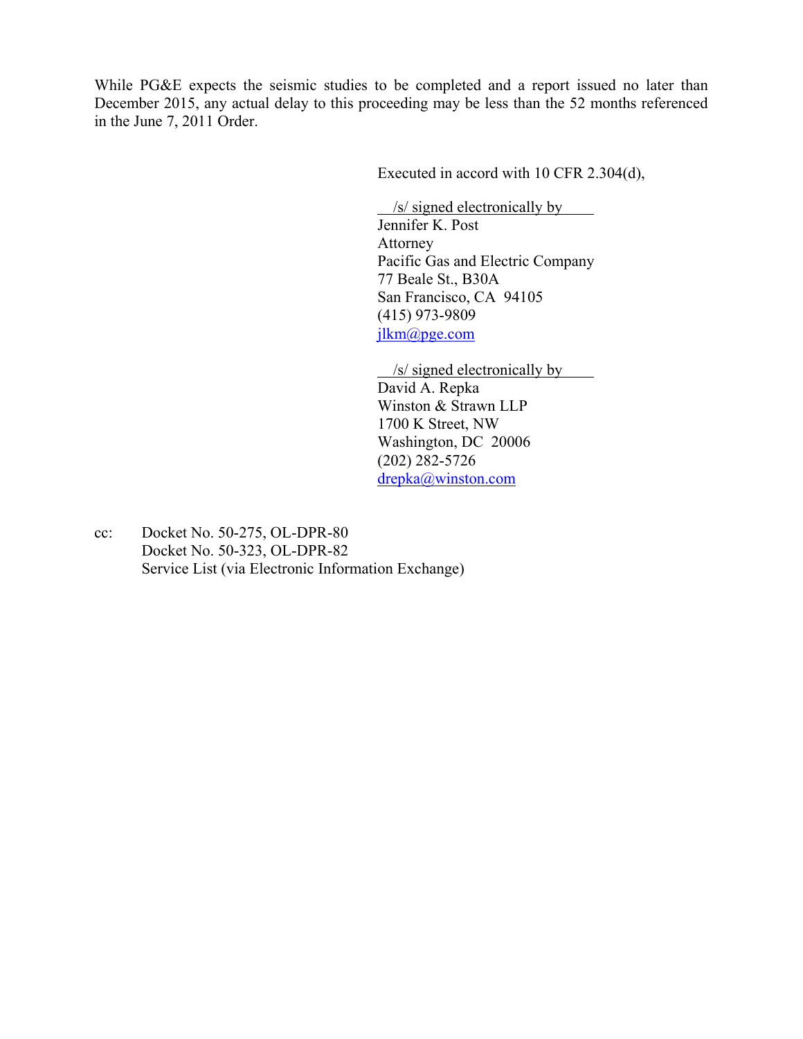While PG&E expects the seismic studies to be completed and a report issued no later than December 2015, any actual delay to this proceeding may be less than the 52 months referenced in the June 7, 2011 Order.

Executed in accord with 10 CFR 2.304(d),

/s/ signed electronically by
Jennifer K. Post
Attorney
Pacific Gas and Electric Company
77 Beale St., B30A
San Francisco, CA 94105
(415) 973-9809
jlkm@pge.com

/s/ signed electronically by
David A. Repka
Winston & Strawn LLP
1700 K Street, NW
Washington, DC 20006
(202) 282-5726
drepka@winston.com

cc: Docket No. 50-275, OL-DPR-80
Docket No. 50-323, OL-DPR-82
Service List (via Electronic Information Exchange)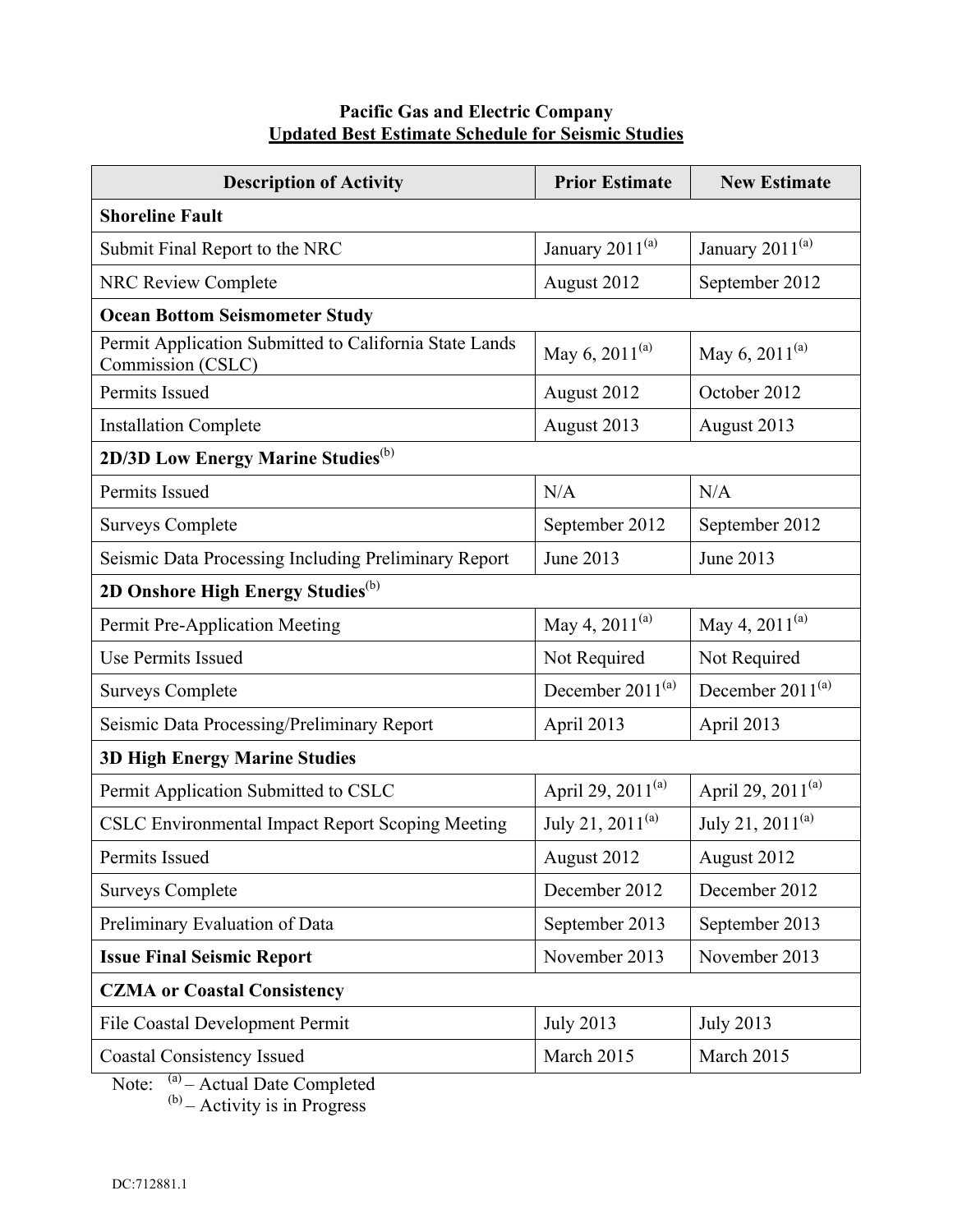**Pacific Gas and Electric Company**
**Updated Best Estimate Schedule for Seismic Studies**

| Description of Activity | Prior Estimate | New Estimate |
|---|---|---|
| **Shoreline Fault** | | |
| Submit Final Report to the NRC | January 2011[(a)] | January 2011[(a)] |
| NRC Review Complete | August 2012 | September 2012 |
| **Ocean Bottom Seismometer Study** | | |
| Permit Application Submitted to California State Lands Commission (CSLC) | May 6, 2011[(a)] | May 6, 2011[(a)] |
| Permits Issued | August 2012 | October 2012 |
| Installation Complete | August 2013 | August 2013 |
| **2D/3D Low Energy Marine Studies**[(b)] | | |
| Permits Issued | N/A | N/A |
| Surveys Complete | September 2012 | September 2012 |
| Seismic Data Processing Including Preliminary Report | June 2013 | June 2013 |
| **2D Onshore High Energy Studies**[(b)] | | |
| Permit Pre-Application Meeting | May 4, 2011[(a)] | May 4, 2011[(a)] |
| Use Permits Issued | Not Required | Not Required |
| Surveys Complete | December 2011[(a)] | December 2011[(a)] |
| Seismic Data Processing/Preliminary Report | April 2013 | April 2013 |
| **3D High Energy Marine Studies** | | |
| Permit Application Submitted to CSLC | April 29, 2011[(a)] | April 29, 2011[(a)] |
| CSLC Environmental Impact Report Scoping Meeting | July 21, 2011[(a)] | July 21, 2011[(a)] |
| Permits Issued | August 2012 | August 2012 |
| Surveys Complete | December 2012 | December 2012 |
| Preliminary Evaluation of Data | September 2013 | September 2013 |
| **Issue Final Seismic Report** | November 2013 | November 2013 |
| **CZMA or Coastal Consistency** | | |
| File Coastal Development Permit | July 2013 | July 2013 |
| Coastal Consistency Issued | March 2015 | March 2015 |

Note: (a) – Actual Date Completed
(b) – Activity is in Progress

DC:712881.1